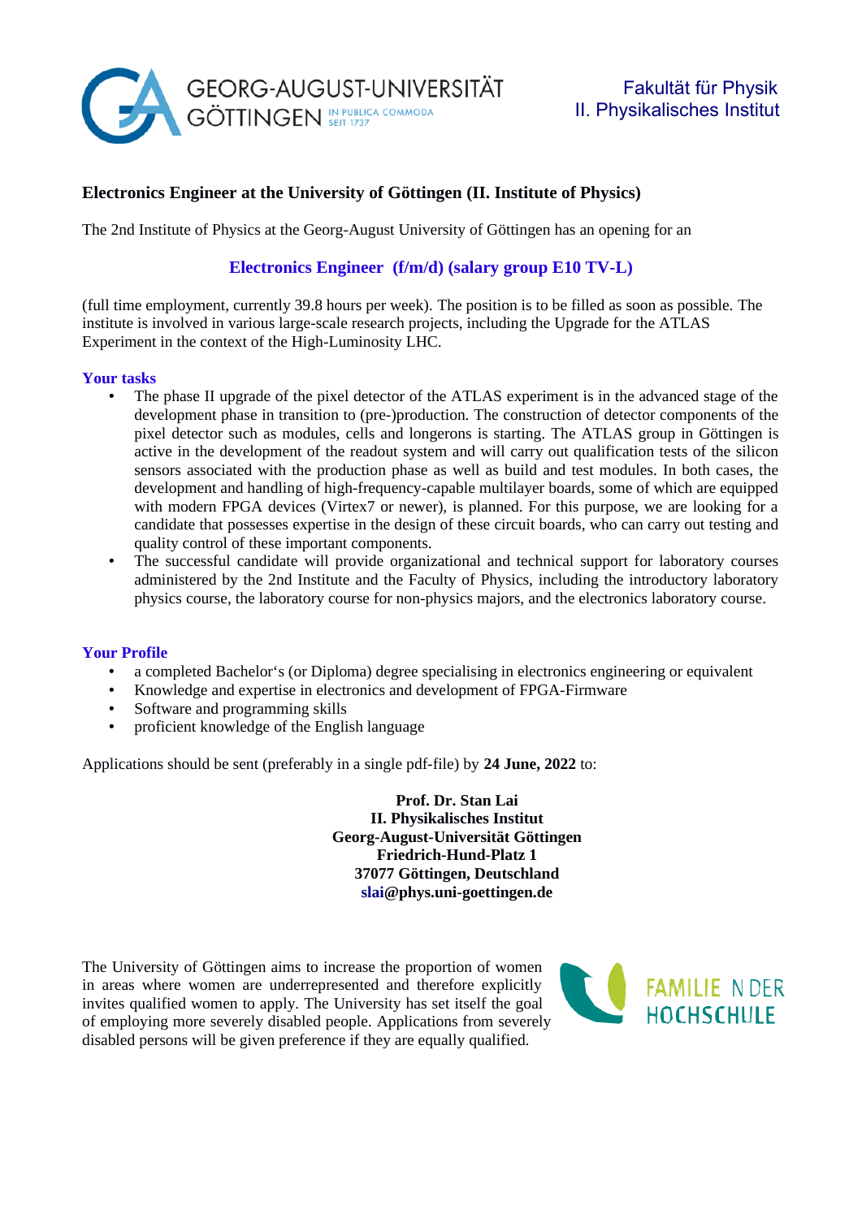GEORG-AUGUST-UNIVERSITÄT GÖTTINGEN IN PUBLICA COMMODA SEIT 1737

Fakultät für Physik
II. Physikalisches Institut

# Electronics Engineer at the University of Göttingen (II. Institute of Physics)

The 2nd Institute of Physics at the Georg-August University of Göttingen has an opening for an

## Electronics Engineer (f/m/d) (salary group E10 TV-L)

(full time employment, currently 39.8 hours per week). The position is to be filled as soon as possible. The institute is involved in various large-scale research projects, including the Upgrade for the ATLAS Experiment in the context of the High-Luminosity LHC.

### Your tasks

- The phase II upgrade of the pixel detector of the ATLAS experiment is in the advanced stage of the development phase in transition to (pre-)production. The construction of detector components of the pixel detector such as modules, cells and longerons is starting. The ATLAS group in Göttingen is active in the development of the readout system and will carry out qualification tests of the silicon sensors associated with the production phase as well as build and test modules. In both cases, the development and handling of high-frequency-capable multilayer boards, some of which are equipped with modern FPGA devices (Virtex7 or newer), is planned. For this purpose, we are looking for a candidate that possesses expertise in the design of these circuit boards, who can carry out testing and quality control of these important components.
- The successful candidate will provide organizational and technical support for laboratory courses administered by the 2nd Institute and the Faculty of Physics, including the introductory laboratory physics course, the laboratory course for non-physics majors, and the electronics laboratory course.

### Your Profile

- a completed Bachelor's (or Diploma) degree specialising in electronics engineering or equivalent
- Knowledge and expertise in electronics and development of FPGA-Firmware
- Software and programming skills
- proficient knowledge of the English language

Applications should be sent (preferably in a single pdf-file) by **24 June, 2022** to:

**Prof. Dr. Stan Lai**
**II. Physikalisches Institut**
**Georg-August-Universität Göttingen**
**Friedrich-Hund-Platz 1**
**37077 Göttingen, Deutschland**
**slai@phys.uni-goettingen.de**

The University of Göttingen aims to increase the proportion of women in areas where women are underrepresented and therefore explicitly invites qualified women to apply. The University has set itself the goal of employing more severely disabled people. Applications from severely disabled persons will be given preference if they are equally qualified.

FAMILIE IN DER HOCHSCHULE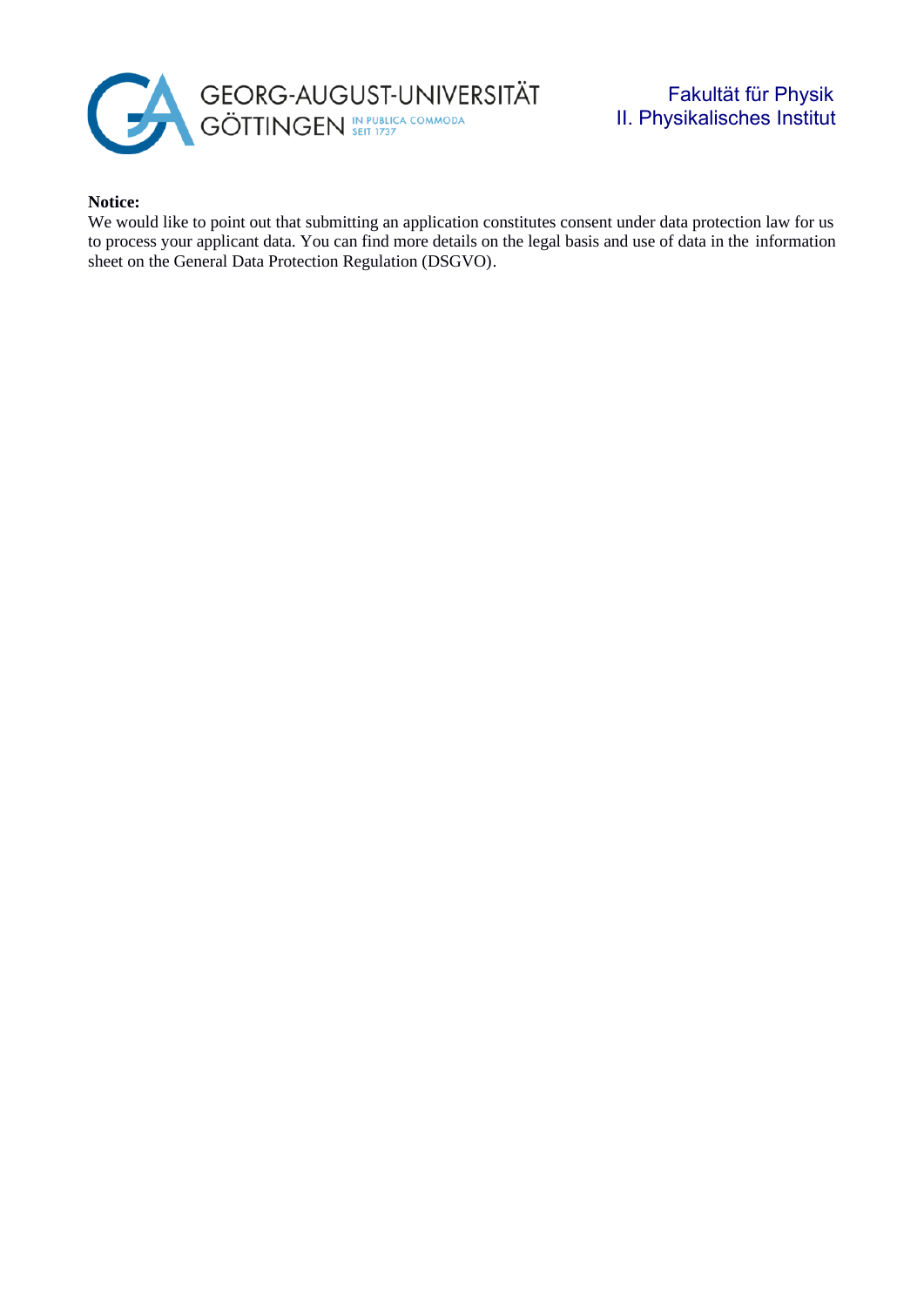**Notice:**
We would like to point out that submitting an application constitutes consent under data protection law for us to process your applicant data. You can find more details on the legal basis and use of data in the information sheet on the General Data Protection Regulation (DSGVO).